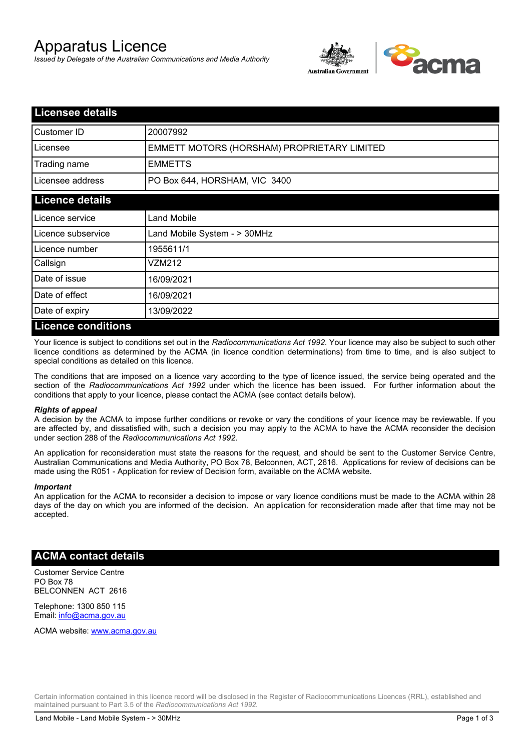# Apparatus Licence

*Issued by Delegate of the Australian Communications and Media Authority*

## Licensee details

| | |
|---|---|
| Customer ID | 20007992 |
| Licensee | EMMETT MOTORS (HORSHAM) PROPRIETARY LIMITED |
| Trading name | EMMETTS |
| Licensee address | PO Box 644, HORSHAM, VIC 3400 |

## Licence details

| | |
|---|---|
| Licence service | Land Mobile |
| Licence subservice | Land Mobile System - > 30MHz |
| Licence number | 1955611/1 |
| Callsign | VZM212 |
| Date of issue | 16/09/2021 |
| Date of effect | 16/09/2021 |
| Date of expiry | 13/09/2022 |

## Licence conditions

Your licence is subject to conditions set out in the *Radiocommunications Act 1992*. Your licence may also be subject to such other licence conditions as determined by the ACMA (in licence condition determinations) from time to time, and is also subject to special conditions as detailed on this licence.

The conditions that are imposed on a licence vary according to the type of licence issued, the service being operated and the section of the *Radiocommunications Act 1992* under which the licence has been issued. For further information about the conditions that apply to your licence, please contact the ACMA (see contact details below).

***Rights of appeal***

A decision by the ACMA to impose further conditions or revoke or vary the conditions of your licence may be reviewable. If you are affected by, and dissatisfied with, such a decision you may apply to the ACMA to have the ACMA reconsider the decision under section 288 of the *Radiocommunications Act 1992*.

An application for reconsideration must state the reasons for the request, and should be sent to the Customer Service Centre, Australian Communications and Media Authority, PO Box 78, Belconnen, ACT, 2616. Applications for review of decisions can be made using the R051 - Application for review of Decision form, available on the ACMA website.

***Important***

An application for the ACMA to reconsider a decision to impose or vary licence conditions must be made to the ACMA within 28 days of the day on which you are informed of the decision. An application for reconsideration made after that time may not be accepted.

## ACMA contact details

Customer Service Centre
PO Box 78
BELCONNEN ACT 2616

Telephone: 1300 850 115
Email: info@acma.gov.au

ACMA website: www.acma.gov.au

Certain information contained in this licence record will be disclosed in the Register of Radiocommunications Licences (RRL), established and maintained pursuant to Part 3.5 of the *Radiocommunications Act 1992.*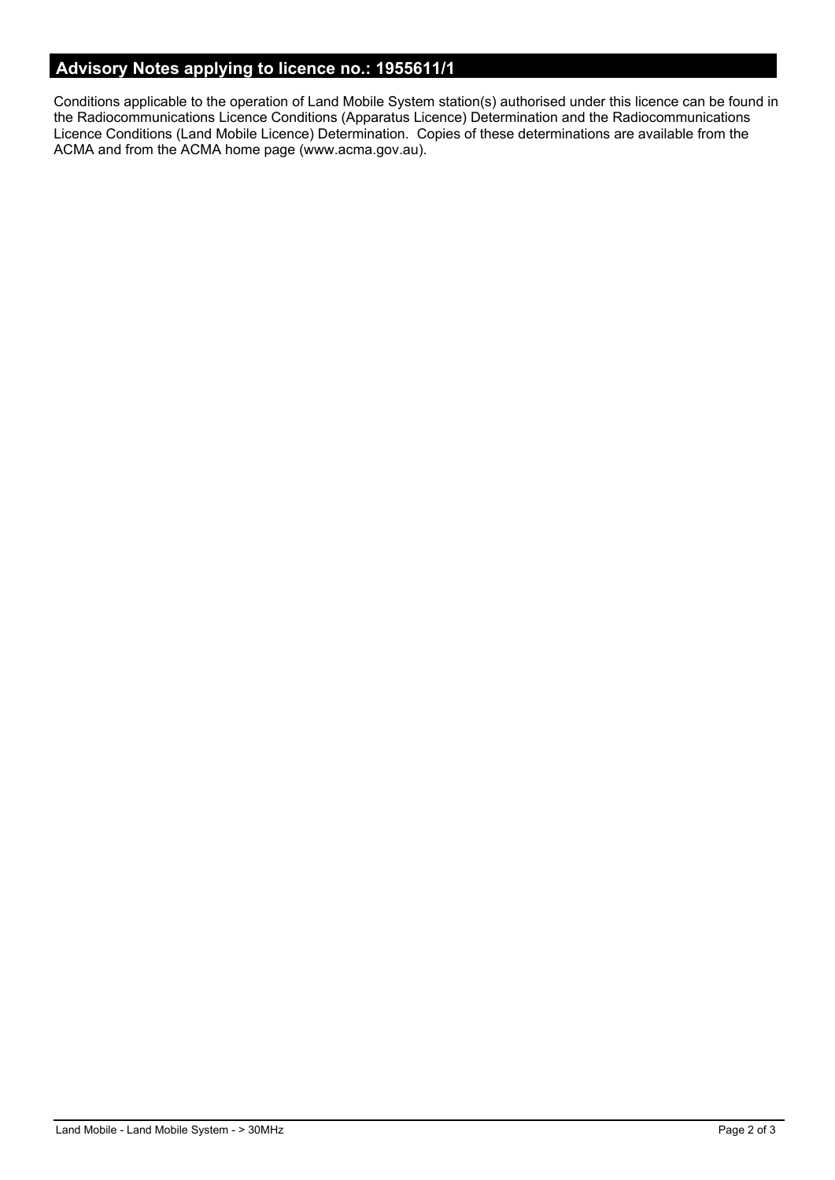## Advisory Notes applying to licence no.: 1955611/1

Conditions applicable to the operation of Land Mobile System station(s) authorised under this licence can be found in the Radiocommunications Licence Conditions (Apparatus Licence) Determination and the Radiocommunications Licence Conditions (Land Mobile Licence) Determination. Copies of these determinations are available from the ACMA and from the ACMA home page (www.acma.gov.au).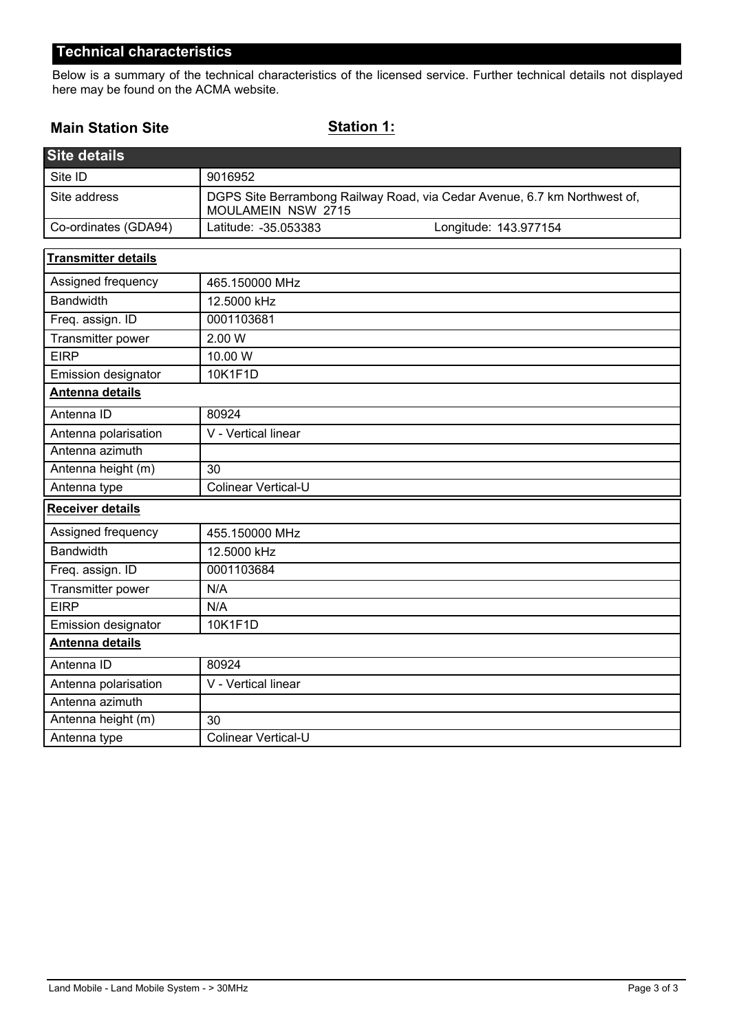## Technical characteristics

Below is a summary of the technical characteristics of the licensed service. Further technical details not displayed here may be found on the ACMA website.

**Main Station Site** **Station 1:**

| Site details | |
|---|---|
| Site ID | 9016952 |
| Site address | DGPS Site Berrambong Railway Road, via Cedar Avenue, 6.7 km Northwest of, MOULAMEIN NSW 2715 |
| Co-ordinates (GDA94) | Latitude: -35.053383 Longitude: 143.977154 |

| **Transmitter details** | |
|---|---|
| Assigned frequency | 465.150000 MHz |
| Bandwidth | 12.5000 kHz |
| Freq. assign. ID | 0001103681 |
| Transmitter power | 2.00 W |
| EIRP | 10.00 W |
| Emission designator | 10K1F1D |
| **Antenna details** | |
| Antenna ID | 80924 |
| Antenna polarisation | V - Vertical linear |
| Antenna azimuth | |
| Antenna height (m) | 30 |
| Antenna type | Colinear Vertical-U |
| **Receiver details** | |
| Assigned frequency | 455.150000 MHz |
| Bandwidth | 12.5000 kHz |
| Freq. assign. ID | 0001103684 |
| Transmitter power | N/A |
| EIRP | N/A |
| Emission designator | 10K1F1D |
| **Antenna details** | |
| Antenna ID | 80924 |
| Antenna polarisation | V - Vertical linear |
| Antenna azimuth | |
| Antenna height (m) | 30 |
| Antenna type | Colinear Vertical-U |